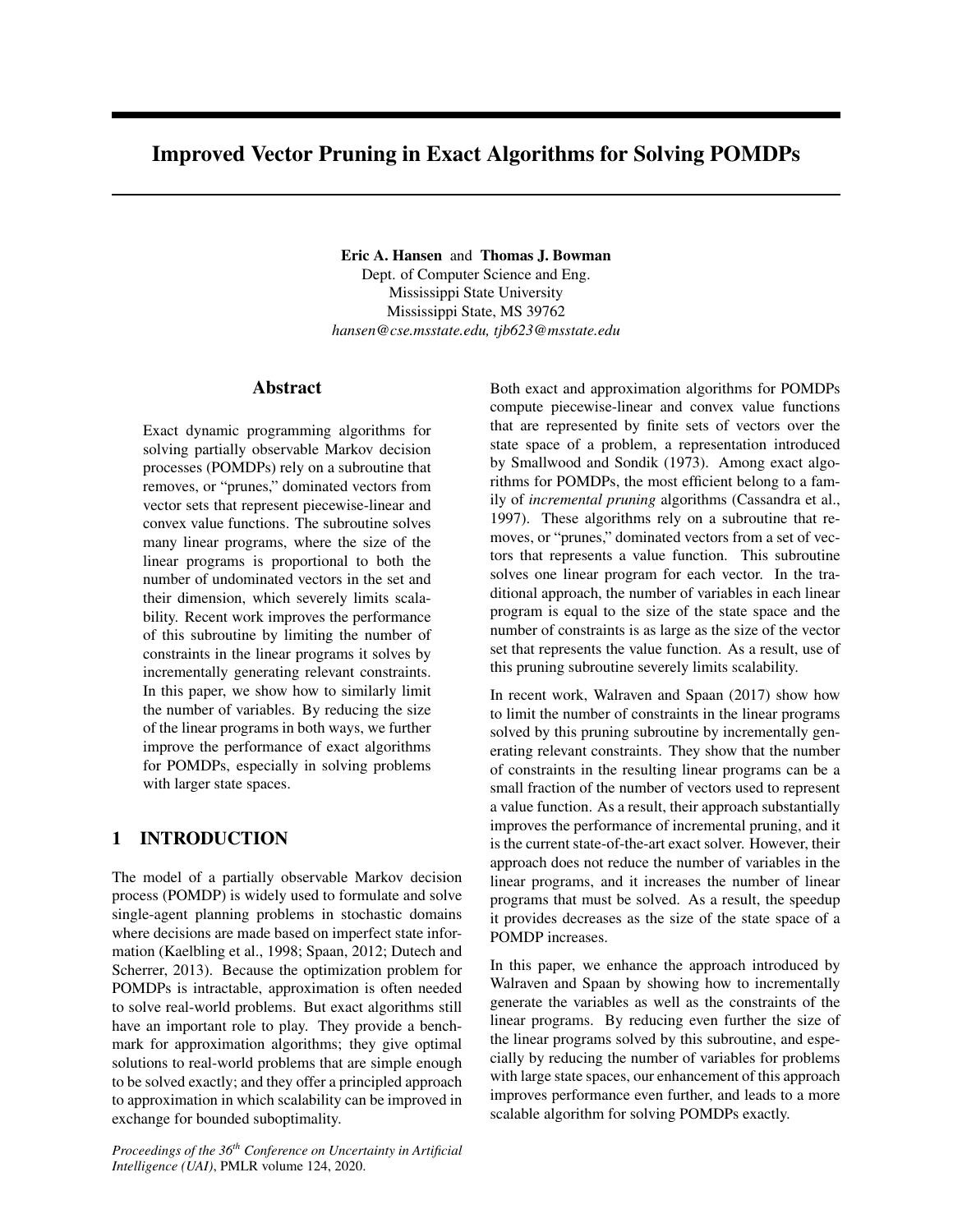# Improved Vector Pruning in Exact Algorithms for Solving POMDPs

**Eric A. Hansen** and **Thomas J. Bowman**
Dept. of Computer Science and Eng.
Mississippi State University
Mississippi State, MS 39762
*hansen@cse.msstate.edu, tjb623@msstate.edu*

## Abstract

Exact dynamic programming algorithms for solving partially observable Markov decision processes (POMDPs) rely on a subroutine that removes, or "prunes," dominated vectors from vector sets that represent piecewise-linear and convex value functions. The subroutine solves many linear programs, where the size of the linear programs is proportional to both the number of undominated vectors in the set and their dimension, which severely limits scalability. Recent work improves the performance of this subroutine by limiting the number of constraints in the linear programs it solves by incrementally generating relevant constraints. In this paper, we show how to similarly limit the number of variables. By reducing the size of the linear programs in both ways, we further improve the performance of exact algorithms for POMDPs, especially in solving problems with larger state spaces.

## 1 INTRODUCTION

The model of a partially observable Markov decision process (POMDP) is widely used to formulate and solve single-agent planning problems in stochastic domains where decisions are made based on imperfect state information (Kaelbling et al., 1998; Spaan, 2012; Dutech and Scherrer, 2013). Because the optimization problem for POMDPs is intractable, approximation is often needed to solve real-world problems. But exact algorithms still have an important role to play. They provide a benchmark for approximation algorithms; they give optimal solutions to real-world problems that are simple enough to be solved exactly; and they offer a principled approach to approximation in which scalability can be improved in exchange for bounded suboptimality.

Both exact and approximation algorithms for POMDPs compute piecewise-linear and convex value functions that are represented by finite sets of vectors over the state space of a problem, a representation introduced by Smallwood and Sondik (1973). Among exact algorithms for POMDPs, the most efficient belong to a family of *incremental pruning* algorithms (Cassandra et al., 1997). These algorithms rely on a subroutine that removes, or "prunes," dominated vectors from a set of vectors that represents a value function. This subroutine solves one linear program for each vector. In the traditional approach, the number of variables in each linear program is equal to the size of the state space and the number of constraints is as large as the size of the vector set that represents the value function. As a result, use of this pruning subroutine severely limits scalability.

In recent work, Walraven and Spaan (2017) show how to limit the number of constraints in the linear programs solved by this pruning subroutine by incrementally generating relevant constraints. They show that the number of constraints in the resulting linear programs can be a small fraction of the number of vectors used to represent a value function. As a result, their approach substantially improves the performance of incremental pruning, and it is the current state-of-the-art exact solver. However, their approach does not reduce the number of variables in the linear programs, and it increases the number of linear programs that must be solved. As a result, the speedup it provides decreases as the size of the state space of a POMDP increases.

In this paper, we enhance the approach introduced by Walraven and Spaan by showing how to incrementally generate the variables as well as the constraints of the linear programs. By reducing even further the size of the linear programs solved by this subroutine, and especially by reducing the number of variables for problems with large state spaces, our enhancement of this approach improves performance even further, and leads to a more scalable algorithm for solving POMDPs exactly.

*Proceedings of the 36[th] Conference on Uncertainty in Artificial Intelligence (UAI)*, PMLR volume 124, 2020.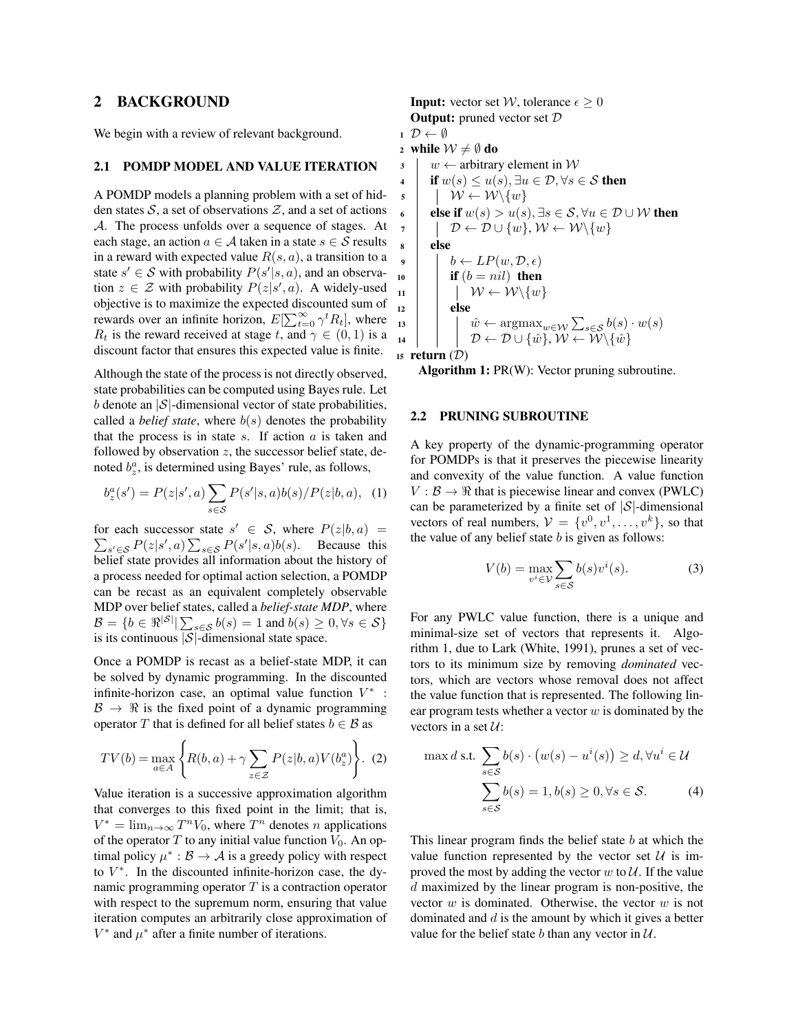## 2 BACKGROUND

We begin with a review of relevant background.

### 2.1 POMDP MODEL AND VALUE ITERATION

A POMDP models a planning problem with a set of hidden states $\mathcal{S}$, a set of observations $\mathcal{Z}$, and a set of actions $\mathcal{A}$. The process unfolds over a sequence of stages. At each stage, an action $a \in \mathcal{A}$ taken in a state $s \in \mathcal{S}$ results in a reward with expected value $R(s, a)$, a transition to a state $s' \in \mathcal{S}$ with probability $P(s'|s, a)$, and an observation $z \in \mathcal{Z}$ with probability $P(z|s', a)$. A widely-used objective is to maximize the expected discounted sum of rewards over an infinite horizon, $E[\sum_{t=0}^{\infty} \gamma^t R_t]$, where $R_t$ is the reward received at stage $t$, and $\gamma \in (0, 1)$ is a discount factor that ensures this expected value is finite.

Although the state of the process is not directly observed, state probabilities can be computed using Bayes rule. Let $b$ denote an $|\mathcal{S}|$-dimensional vector of state probabilities, called a *belief state*, where $b(s)$ denotes the probability that the process is in state $s$. If action $a$ is taken and followed by observation $z$, the successor belief state, denoted $b_z^a$, is determined using Bayes' rule, as follows,

$$b_z^a(s') = P(z|s', a) \sum_{s \in \mathcal{S}} P(s'|s, a) b(s) / P(z|b, a), \quad (1)$$

for each successor state $s' \in \mathcal{S}$, where $P(z|b, a) = \sum_{s' \in \mathcal{S}} P(z|s', a) \sum_{s \in \mathcal{S}} P(s'|s, a) b(s)$. Because this belief state provides all information about the history of a process needed for optimal action selection, a POMDP can be recast as an equivalent completely observable MDP over belief states, called a ***belief-state MDP***, where $\mathcal{B} = \{b \in \Re^{|\mathcal{S}|} | \sum_{s \in \mathcal{S}} b(s) = 1 \text{ and } b(s) \geq 0, \forall s \in \mathcal{S}\}$ is its continuous $|\mathcal{S}|$-dimensional state space.

Once a POMDP is recast as a belief-state MDP, it can be solved by dynamic programming. In the discounted infinite-horizon case, an optimal value function $V^* : \mathcal{B} \rightarrow \Re$ is the fixed point of a dynamic programming operator $T$ that is defined for all belief states $b \in \mathcal{B}$ as

$$TV(b) = \max_{a \in A} \left\{ R(b, a) + \gamma \sum_{z \in \mathcal{Z}} P(z|b, a) V(b_z^a) \right\}. \quad (2)$$

Value iteration is a successive approximation algorithm that converges to this fixed point in the limit; that is, $V^* = \lim_{n \rightarrow \infty} T^n V_0$, where $T^n$ denotes $n$ applications of the operator $T$ to any initial value function $V_0$. An optimal policy $\mu^* : \mathcal{B} \rightarrow \mathcal{A}$ is a greedy policy with respect to $V^*$. In the discounted infinite-horizon case, the dynamic programming operator $T$ is a contraction operator with respect to the supremum norm, ensuring that value iteration computes an arbitrarily close approximation of $V^*$ and $\mu^*$ after a finite number of iterations.

```
Input: vector set W, tolerance ε ≥ 0
Output: pruned vector set D
1  D ← ∅
2  while W ≠ ∅ do
3      w ← arbitrary element in W
4      if w(s) ≤ u(s), ∃u ∈ D, ∀s ∈ S then
5          W ← W\{w}
6      else if w(s) > u(s), ∃s ∈ S, ∀u ∈ D ∪ W then
7          D ← D ∪ {w}, W ← W\{w}
8      else
9          b ← LP(w, D, ε)
10         if (b = nil) then
11             W ← W\{w}
12         else
13             ŵ ← argmax_{w∈W} Σ_{s∈S} b(s) · w(s)
14             D ← D ∪ {ŵ}, W ← W\{ŵ}
15 return (D)
```

**Algorithm 1:** PR(W): Vector pruning subroutine.

### 2.2 PRUNING SUBROUTINE

A key property of the dynamic-programming operator for POMDPs is that it preserves the piecewise linearity and convexity of the value function. A value function $V : \mathcal{B} \rightarrow \Re$ that is piecewise linear and convex (PWLC) can be parameterized by a finite set of $|\mathcal{S}|$-dimensional vectors of real numbers, $\mathcal{V} = \{v^0, v^1, \ldots, v^k\}$, so that the value of any belief state $b$ is given as follows:

$$V(b) = \max_{v^i \in \mathcal{V}} \sum_{s \in \mathcal{S}} b(s) v^i(s). \quad (3)$$

For any PWLC value function, there is a unique and minimal-size set of vectors that represents it. Algorithm 1, due to Lark (White, 1991), prunes a set of vectors to its minimum size by removing *dominated* vectors, which are vectors whose removal does not affect the value function that is represented. The following linear program tests whether a vector $w$ is dominated by the vectors in a set $\mathcal{U}$:

$$\max d \text{ s.t. } \sum_{s \in \mathcal{S}} b(s) \cdot \left(w(s) - u^i(s)\right) \geq d, \forall u^i \in \mathcal{U}$$
$$\sum_{s \in \mathcal{S}} b(s) = 1, b(s) \geq 0, \forall s \in \mathcal{S}. \quad (4)$$

This linear program finds the belief state $b$ at which the value function represented by the vector set $\mathcal{U}$ is improved the most by adding the vector $w$ to $\mathcal{U}$. If the value $d$ maximized by the linear program is non-positive, the vector $w$ is dominated. Otherwise, the vector $w$ is not dominated and $d$ is the amount by which it gives a better value for the belief state $b$ than any vector in $\mathcal{U}$.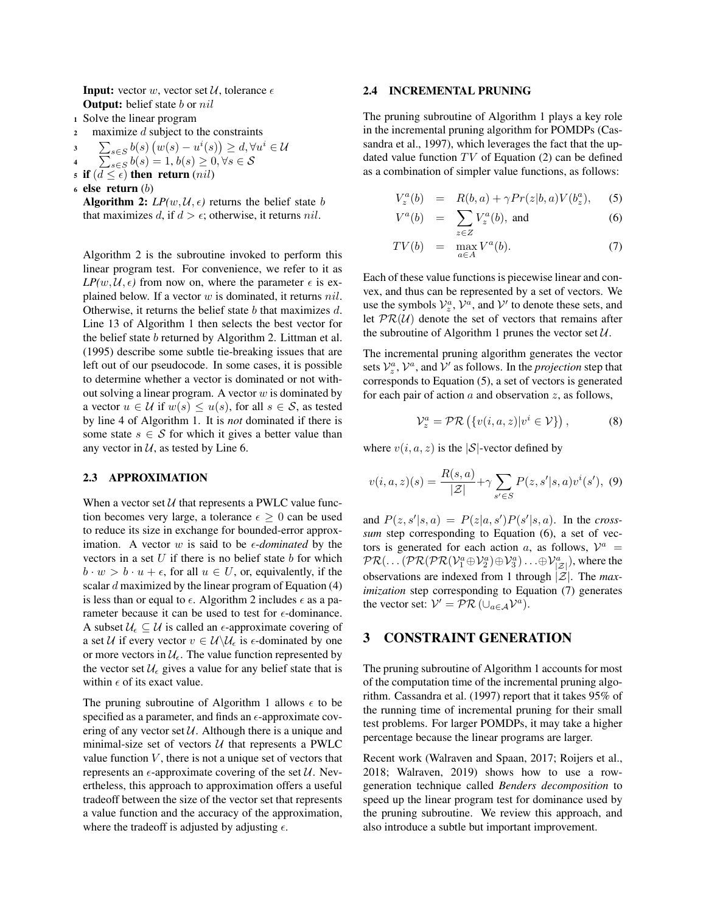**Input:** vector $w$, vector set $\mathcal{U}$, tolerance $\epsilon$
**Output:** belief state $b$ or $nil$

```
1 Solve the linear program
2   maximize d subject to the constraints
3     Σ_{s∈S} b(s)(w(s) − u^i(s)) ≥ d, ∀u^i ∈ U
4     Σ_{s∈S} b(s) = 1, b(s) ≥ 0, ∀s ∈ S
5 if (d ≤ ε) then return (nil)
6 else return (b)
```

**Algorithm 2:** *LP($w$,$\mathcal{U}$, $\epsilon$)* returns the belief state $b$ that maximizes $d$, if $d > \epsilon$; otherwise, it returns $nil$.

Algorithm 2 is the subroutine invoked to perform this linear program test. For convenience, we refer to it as *LP($w$,$\mathcal{U}$, $\epsilon$)* from now on, where the parameter $\epsilon$ is explained below. If a vector $w$ is dominated, it returns $nil$. Otherwise, it returns the belief state $b$ that maximizes $d$. Line 13 of Algorithm 1 then selects the best vector for the belief state $b$ returned by Algorithm 2. Littman et al. (1995) describe some subtle tie-breaking issues that are left out of our pseudocode. In some cases, it is possible to determine whether a vector is dominated or not without solving a linear program. A vector $w$ is dominated by a vector $u \in \mathcal{U}$ if $w(s) \leq u(s)$, for all $s \in \mathcal{S}$, as tested by line 4 of Algorithm 1. It is *not* dominated if there is some state $s \in \mathcal{S}$ for which it gives a better value than any vector in $\mathcal{U}$, as tested by Line 6.

### 2.3 APPROXIMATION

When a vector set $\mathcal{U}$ that represents a PWLC value function becomes very large, a tolerance $\epsilon \geq 0$ can be used to reduce its size in exchange for bounded-error approximation. A vector $w$ is said to be $\epsilon$*-dominated* by the vectors in a set $U$ if there is no belief state $b$ for which $b \cdot w > b \cdot u + \epsilon$, for all $u \in U$, or, equivalently, if the scalar $d$ maximized by the linear program of Equation (4) is less than or equal to $\epsilon$. Algorithm 2 includes $\epsilon$ as a parameter because it can be used to test for $\epsilon$-dominance. A subset $\mathcal{U}_\epsilon \subseteq \mathcal{U}$ is called an $\epsilon$-approximate covering of a set $\mathcal{U}$ if every vector $v \in \mathcal{U} \backslash \mathcal{U}_\epsilon$ is $\epsilon$-dominated by one or more vectors in $\mathcal{U}_\epsilon$. The value function represented by the vector set $\mathcal{U}_\epsilon$ gives a value for any belief state that is within $\epsilon$ of its exact value.

The pruning subroutine of Algorithm 1 allows $\epsilon$ to be specified as a parameter, and finds an $\epsilon$-approximate covering of any vector set $\mathcal{U}$. Although there is a unique and minimal-size set of vectors $\mathcal{U}$ that represents a PWLC value function $V$, there is not a unique set of vectors that represents an $\epsilon$-approximate covering of the set $\mathcal{U}$. Nevertheless, this approach to approximation offers a useful tradeoff between the size of the vector set that represents a value function and the accuracy of the approximation, where the tradeoff is adjusted by adjusting $\epsilon$.

### 2.4 INCREMENTAL PRUNING

The pruning subroutine of Algorithm 1 plays a key role in the incremental pruning algorithm for POMDPs (Cassandra et al., 1997), which leverages the fact that the updated value function $TV$ of Equation (2) can be defined as a combination of simpler value functions, as follows:

$$V_z^a(b) = R(b,a) + \gamma Pr(z|b,a)V(b_z^a), \quad (5)$$

$$V^a(b) = \sum_{z \in Z} V_z^a(b), \text{ and} \quad (6)$$

$$TV(b) = \max_{a \in A} V^a(b). \quad (7)$$

Each of these value functions is piecewise linear and convex, and thus can be represented by a set of vectors. We use the symbols $\mathcal{V}_z^a$, $\mathcal{V}^a$, and $\mathcal{V}'$ to denote these sets, and let $\mathcal{PR}(\mathcal{U})$ denote the set of vectors that remains after the subroutine of Algorithm 1 prunes the vector set $\mathcal{U}$.

The incremental pruning algorithm generates the vector sets $\mathcal{V}_z^a$, $\mathcal{V}^a$, and $\mathcal{V}'$ as follows. In the *projection* step that corresponds to Equation (5), a set of vectors is generated for each pair of action $a$ and observation $z$, as follows,

$$\mathcal{V}_z^a = \mathcal{PR}\left(\{v(i,a,z) | v^i \in \mathcal{V}\}\right), \quad (8)$$

where $v(i,a,z)$ is the $|\mathcal{S}|$-vector defined by

$$v(i,a,z)(s) = \frac{R(s,a)}{|\mathcal{Z}|} + \gamma \sum_{s' \in S} P(z,s'|s,a)v^i(s'), \quad (9)$$

and $P(z,s'|s,a) = P(z|a,s')P(s'|s,a)$. In the *cross-sum* step corresponding to Equation (6), a set of vectors is generated for each action $a$, as follows, $\mathcal{V}^a = \mathcal{PR}(\ldots(\mathcal{PR}(\mathcal{PR}(\mathcal{V}_1^a \oplus \mathcal{V}_2^a) \oplus \mathcal{V}_3^a) \ldots \oplus \mathcal{V}_{|\mathcal{Z}|}^a)$, where the observations are indexed from 1 through $|\mathcal{Z}|$. The *maximization* step corresponding to Equation (7) generates the vector set: $\mathcal{V}' = \mathcal{PR}\left(\cup_{a \in \mathcal{A}} \mathcal{V}^a\right)$.

## 3 CONSTRAINT GENERATION

The pruning subroutine of Algorithm 1 accounts for most of the computation time of the incremental pruning algorithm. Cassandra et al. (1997) report that it takes 95% of the running time of incremental pruning for their small test problems. For larger POMDPs, it may take a higher percentage because the linear programs are larger.

Recent work (Walraven and Spaan, 2017; Roijers et al., 2018; Walraven, 2019) shows how to use a row-generation technique called *Benders decomposition* to speed up the linear program test for dominance used by the pruning subroutine. We review this approach, and also introduce a subtle but important improvement.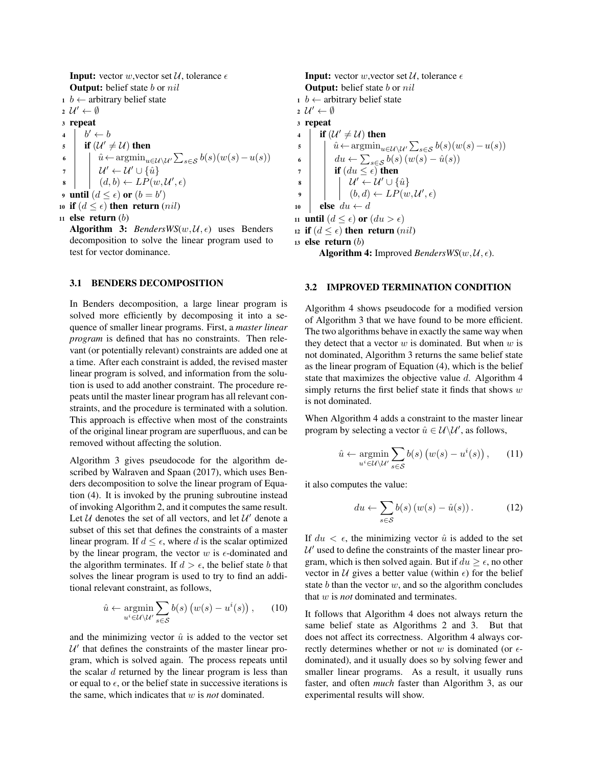```
Input: vector w, vector set U, tolerance ϵ
Output: belief state b or nil
1  b ← arbitrary belief state
2  U' ← ∅
3  repeat
4      b' ← b
5      if (U' ≠ U) then
6          û ← argmin_{u ∈ U\U'} Σ_{s∈S} b(s)(w(s) − u(s))
7          U' ← U' ∪ {û}
8          (d, b) ← LP(w, U', ϵ)
9  until (d ≤ ϵ) or (b = b')
10 if (d ≤ ϵ) then return (nil)
11 else return (b)
```

**Algorithm 3:** *BendersWS*$(w, \mathcal{U}, \epsilon)$ uses Benders decomposition to solve the linear program used to test for vector dominance.

```
Input: vector w, vector set U, tolerance ϵ
Output: belief state b or nil
1  b ← arbitrary belief state
2  U' ← ∅
3  repeat
4      if (U' ≠ U) then
5          û ← argmin_{u ∈ U\U'} Σ_{s∈S} b(s)(w(s) − u(s))
6          du ← Σ_{s∈S} b(s)(w(s) − û(s))
7          if (du ≤ ϵ) then
8              U' ← U' ∪ {û}
9              (b, d) ← LP(w, U', ϵ)
10     else du ← d
11 until (d ≤ ϵ) or (du > ϵ)
12 if (d ≤ ϵ) then return (nil)
13 else return (b)
```

**Algorithm 4:** Improved *BendersWS*$(w, \mathcal{U}, \epsilon)$.

### 3.1 BENDERS DECOMPOSITION

In Benders decomposition, a large linear program is solved more efficiently by decomposing it into a sequence of smaller linear programs. First, a *master linear program* is defined that has no constraints. Then relevant (or potentially relevant) constraints are added one at a time. After each constraint is added, the revised master linear program is solved, and information from the solution is used to add another constraint. The procedure repeats until the master linear program has all relevant constraints, and the procedure is terminated with a solution. This approach is effective when most of the constraints of the original linear program are superfluous, and can be removed without affecting the solution.

Algorithm 3 gives pseudocode for the algorithm described by Walraven and Spaan (2017), which uses Benders decomposition to solve the linear program of Equation (4). It is invoked by the pruning subroutine instead of invoking Algorithm 2, and it computes the same result. Let $\mathcal{U}$ denotes the set of all vectors, and let $\mathcal{U}'$ denote a subset of this set that defines the constraints of a master linear program. If $d \le \epsilon$, where $d$ is the scalar optimized by the linear program, the vector $w$ is $\epsilon$-dominated and the algorithm terminates. If $d > \epsilon$, the belief state $b$ that solves the linear program is used to try to find an additional relevant constraint, as follows,

$$\hat{u} \leftarrow \operatorname*{argmin}_{u^i \in \mathcal{U} \setminus \mathcal{U}'} \sum_{s \in \mathcal{S}} b(s) \left( w(s) - u^i(s) \right), \qquad (10)$$

and the minimizing vector $\hat{u}$ is added to the vector set $\mathcal{U}'$ that defines the constraints of the master linear program, which is solved again. The process repeats until the scalar $d$ returned by the linear program is less than or equal to $\epsilon$, or the belief state in successive iterations is the same, which indicates that $w$ is *not* dominated.

### 3.2 IMPROVED TERMINATION CONDITION

Algorithm 4 shows pseudocode for a modified version of Algorithm 3 that we have found to be more efficient. The two algorithms behave in exactly the same way when they detect that a vector $w$ is dominated. But when $w$ is not dominated, Algorithm 3 returns the same belief state as the linear program of Equation (4), which is the belief state that maximizes the objective value $d$. Algorithm 4 simply returns the first belief state it finds that shows $w$ is not dominated.

When Algorithm 4 adds a constraint to the master linear program by selecting a vector $\hat{u} \in \mathcal{U} \setminus \mathcal{U}'$, as follows,

$$\hat{u} \leftarrow \operatorname*{argmin}_{u^i \in \mathcal{U} \setminus \mathcal{U}'} \sum_{s \in \mathcal{S}} b(s) \left( w(s) - u^i(s) \right), \qquad (11)$$

it also computes the value:

$$du \leftarrow \sum_{s \in \mathcal{S}} b(s) \left( w(s) - \hat{u}(s) \right). \qquad (12)$$

If $du < \epsilon$, the minimizing vector $\hat{u}$ is added to the set $\mathcal{U}'$ used to define the constraints of the master linear program, which is then solved again. But if $du \ge \epsilon$, no other vector in $\mathcal{U}$ gives a better value (within $\epsilon$) for the belief state $b$ than the vector $w$, and so the algorithm concludes that $w$ is *not* dominated and terminates.

It follows that Algorithm 4 does not always return the same belief state as Algorithms 2 and 3. But that does not affect its correctness. Algorithm 4 always correctly determines whether or not $w$ is dominated (or $\epsilon$-dominated), and it usually does so by solving fewer and smaller linear programs. As a result, it usually runs faster, and often *much* faster than Algorithm 3, as our experimental results will show.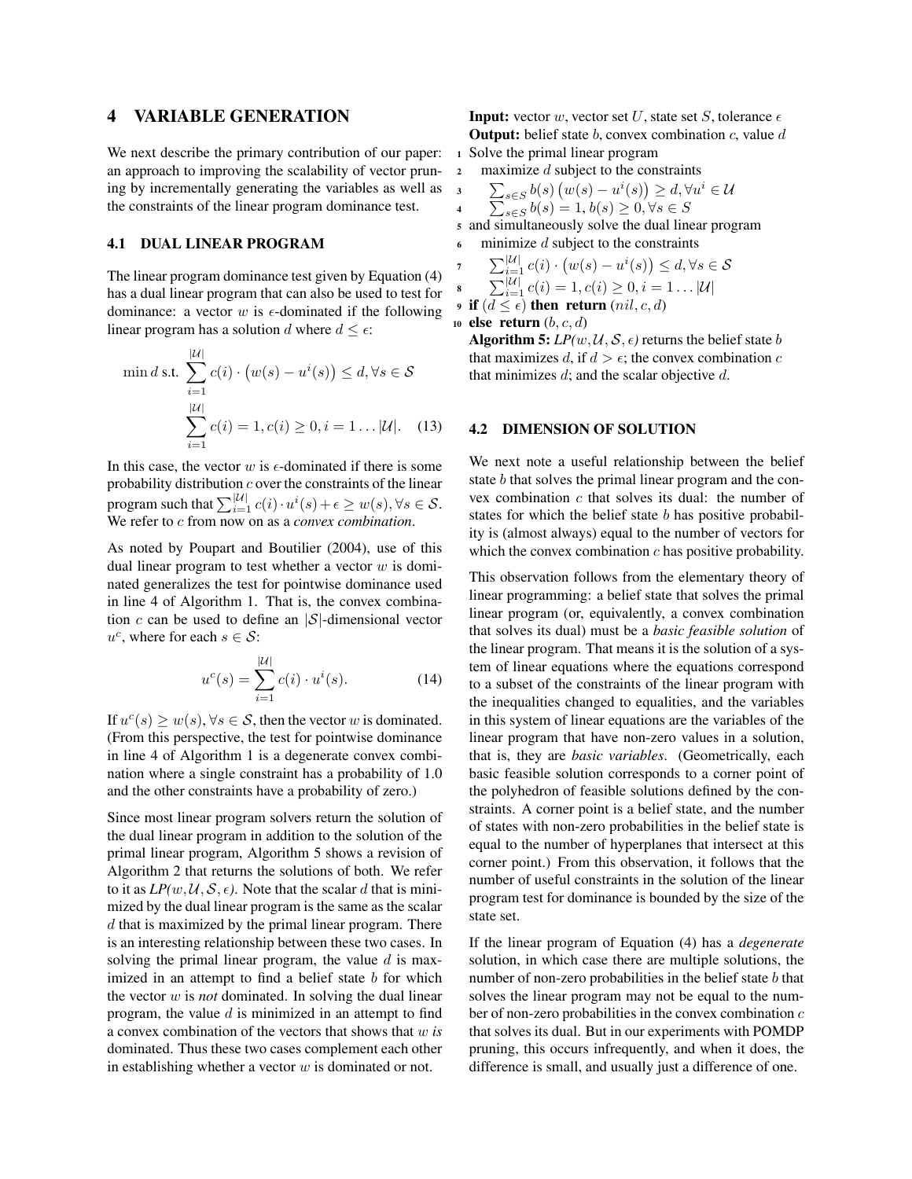# 4 VARIABLE GENERATION

We next describe the primary contribution of our paper: an approach to improving the scalability of vector pruning by incrementally generating the variables as well as the constraints of the linear program dominance test.

## 4.1 DUAL LINEAR PROGRAM

The linear program dominance test given by Equation (4) has a dual linear program that can also be used to test for dominance: a vector $w$ is $\epsilon$-dominated if the following linear program has a solution $d$ where $d \leq \epsilon$:

$$\min d \text{ s.t. } \sum_{i=1}^{|\mathcal{U}|} c(i) \cdot \left(w(s) - u^i(s)\right) \leq d, \forall s \in \mathcal{S}$$
$$\sum_{i=1}^{|\mathcal{U}|} c(i) = 1, c(i) \geq 0, i = 1 \ldots |\mathcal{U}|. \quad (13)$$

In this case, the vector $w$ is $\epsilon$-dominated if there is some probability distribution $c$ over the constraints of the linear program such that $\sum_{i=1}^{|\mathcal{U}|} c(i) \cdot u^i(s) + \epsilon \geq w(s), \forall s \in \mathcal{S}$. We refer to $c$ from now on as a *convex combination*.

As noted by Poupart and Boutilier (2004), use of this dual linear program to test whether a vector $w$ is dominated generalizes the test for pointwise dominance used in line 4 of Algorithm 1. That is, the convex combination $c$ can be used to define an $|\mathcal{S}|$-dimensional vector $u^c$, where for each $s \in \mathcal{S}$:

$$u^c(s) = \sum_{i=1}^{|\mathcal{U}|} c(i) \cdot u^i(s). \quad (14)$$

If $u^c(s) \geq w(s), \forall s \in \mathcal{S}$, then the vector $w$ is dominated. (From this perspective, the test for pointwise dominance in line 4 of Algorithm 1 is a degenerate convex combination where a single constraint has a probability of 1.0 and the other constraints have a probability of zero.)

Since most linear program solvers return the solution of the dual linear program in addition to the solution of the primal linear program, Algorithm 5 shows a revision of Algorithm 2 that returns the solutions of both. We refer to it as *LP($w, \mathcal{U}, \mathcal{S}, \epsilon$)*. Note that the scalar $d$ that is minimized by the dual linear program is the same as the scalar $d$ that is maximized by the primal linear program. There is an interesting relationship between these two cases. In solving the primal linear program, the value $d$ is maximized in an attempt to find a belief state $b$ for which the vector $w$ is *not* dominated. In solving the dual linear program, the value $d$ is minimized in an attempt to find a convex combination of the vectors that shows that $w$ *is* dominated. Thus these two cases complement each other in establishing whether a vector $w$ is dominated or not.

**Input:** vector $w$, vector set $U$, state set $S$, tolerance $\epsilon$
**Output:** belief state $b$, convex combination $c$, value $d$

```
1  Solve the primal linear program
2    maximize d subject to the constraints
3    Σ_{s∈S} b(s)(w(s) − u^i(s)) ≥ d, ∀u^i ∈ U
4    Σ_{s∈S} b(s) = 1, b(s) ≥ 0, ∀s ∈ S
5  and simultaneously solve the dual linear program
6    minimize d subject to the constraints
7    Σ_{i=1}^{|U|} c(i)·(w(s) − u^i(s)) ≤ d, ∀s ∈ S
8    Σ_{i=1}^{|U|} c(i) = 1, c(i) ≥ 0, i = 1...|U|
9  if (d ≤ ε) then return (nil, c, d)
10 else return (b, c, d)
```

**Algorithm 5:** *LP($w, \mathcal{U}, \mathcal{S}, \epsilon$)* returns the belief state $b$ that maximizes $d$, if $d > \epsilon$; the convex combination $c$ that minimizes $d$; and the scalar objective $d$.

## 4.2 DIMENSION OF SOLUTION

We next note a useful relationship between the belief state $b$ that solves the primal linear program and the convex combination $c$ that solves its dual: the number of states for which the belief state $b$ has positive probability is (almost always) equal to the number of vectors for which the convex combination $c$ has positive probability.

This observation follows from the elementary theory of linear programming: a belief state that solves the primal linear program (or, equivalently, a convex combination that solves its dual) must be a *basic feasible solution* of the linear program. That means it is the solution of a system of linear equations where the equations correspond to a subset of the constraints of the linear program with the inequalities changed to equalities, and the variables in this system of linear equations are the variables of the linear program that have non-zero values in a solution, that is, they are *basic variables*. (Geometrically, each basic feasible solution corresponds to a corner point of the polyhedron of feasible solutions defined by the constraints. A corner point is a belief state, and the number of states with non-zero probabilities in the belief state is equal to the number of hyperplanes that intersect at this corner point.) From this observation, it follows that the number of useful constraints in the solution of the linear program test for dominance is bounded by the size of the state set.

If the linear program of Equation (4) has a *degenerate* solution, in which case there are multiple solutions, the number of non-zero probabilities in the belief state $b$ that solves the linear program may not be equal to the number of non-zero probabilities in the convex combination $c$ that solves its dual. But in our experiments with POMDP pruning, this occurs infrequently, and when it does, the difference is small, and usually just a difference of one.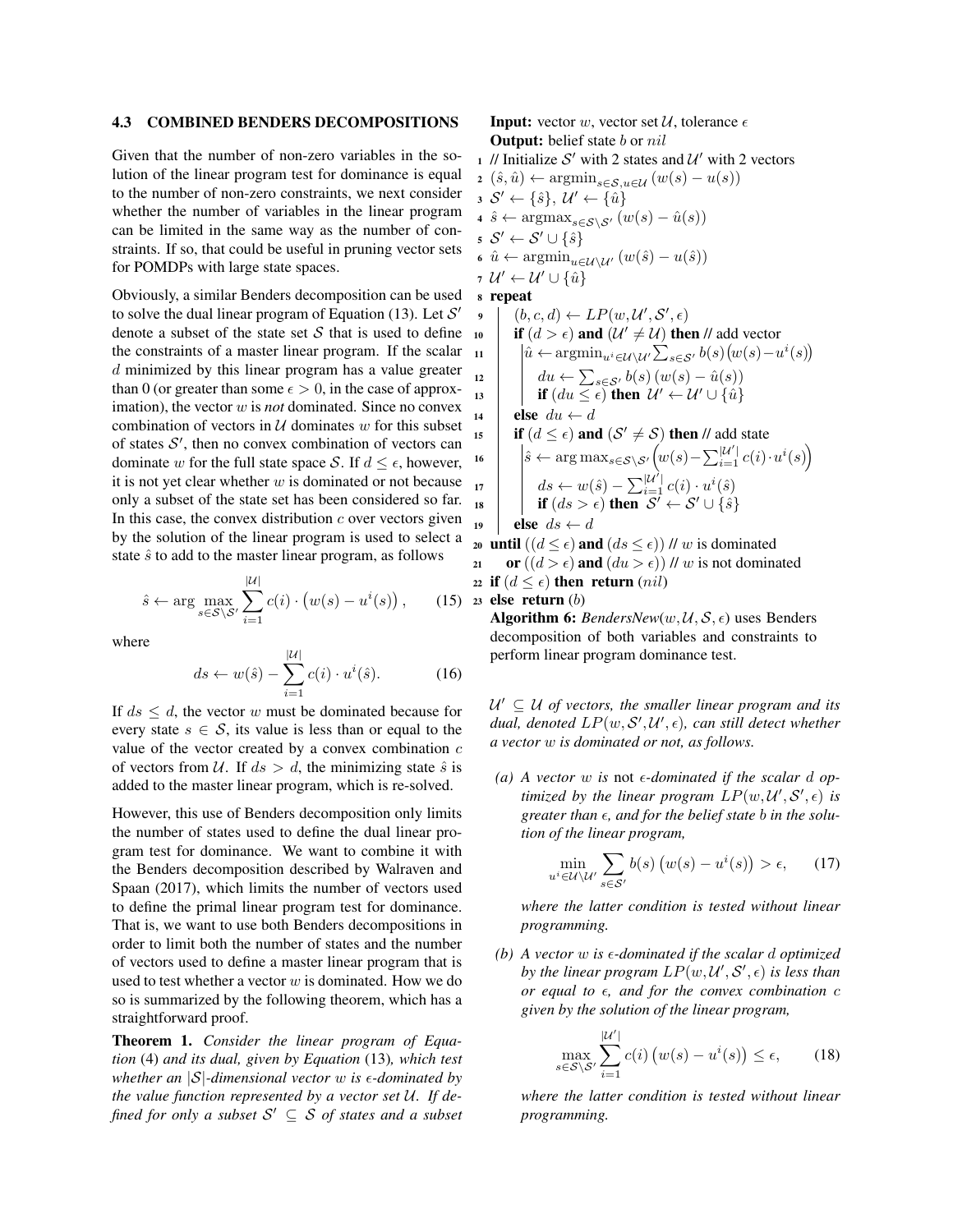### 4.3 COMBINED BENDERS DECOMPOSITIONS

Given that the number of non-zero variables in the solution of the linear program test for dominance is equal to the number of non-zero constraints, we next consider whether the number of variables in the linear program can be limited in the same way as the number of constraints. If so, that could be useful in pruning vector sets for POMDPs with large state spaces.

Obviously, a similar Benders decomposition can be used to solve the dual linear program of Equation (13). Let $\mathcal{S}'$ denote a subset of the state set $\mathcal{S}$ that is used to define the constraints of a master linear program. If the scalar $d$ minimized by this linear program has a value greater than 0 (or greater than some $\epsilon > 0$, in the case of approximation), the vector $w$ is *not* dominated. Since no convex combination of vectors in $\mathcal{U}$ dominates $w$ for this subset of states $\mathcal{S}'$, then no convex combination of vectors can dominate $w$ for the full state space $\mathcal{S}$. If $d \leq \epsilon$, however, it is not yet clear whether $w$ is dominated or not because only a subset of the state set has been considered so far. In this case, the convex distribution $c$ over vectors given by the solution of the linear program is used to select a state $\hat{s}$ to add to the master linear program, as follows

$$\hat{s} \leftarrow \arg\max_{s \in \mathcal{S} \setminus \mathcal{S}'} \sum_{i=1}^{|\mathcal{U}|} c(i) \cdot \big(w(s) - u^i(s)\big), \qquad (15)$$

where

$$ds \leftarrow w(\hat{s}) - \sum_{i=1}^{|\mathcal{U}|} c(i) \cdot u^i(\hat{s}). \qquad (16)$$

If $ds \leq d$, the vector $w$ must be dominated because for every state $s \in \mathcal{S}$, its value is less than or equal to the value of the vector created by a convex combination $c$ of vectors from $\mathcal{U}$. If $ds > d$, the minimizing state $\hat{s}$ is added to the master linear program, which is re-solved.

However, this use of Benders decomposition only limits the number of states used to define the dual linear program test for dominance. We want to combine it with the Benders decomposition described by Walraven and Spaan (2017), which limits the number of vectors used to define the primal linear program test for dominance. That is, we want to use both Benders decompositions in order to limit both the number of states and the number of vectors used to define a master linear program that is used to test whether a vector $w$ is dominated. How we do so is summarized by the following theorem, which has a straightforward proof.

**Theorem 1.** *Consider the linear program of Equation* (4) *and its dual, given by Equation* (13)*, which test whether an $|\mathcal{S}|$-dimensional vector $w$ is $\epsilon$-dominated by the value function represented by a vector set $\mathcal{U}$. If defined for only a subset $\mathcal{S}' \subseteq \mathcal{S}$ of states and a subset $\mathcal{U}' \subseteq \mathcal{U}$ of vectors, the smaller linear program and its dual, denoted $LP(w, \mathcal{S}', \mathcal{U}', \epsilon)$, can still detect whether a vector $w$ is dominated or not, as follows.*

*(a) A vector $w$ is* not *$\epsilon$-dominated if the scalar $d$ optimized by the linear program $LP(w, \mathcal{U}', \mathcal{S}', \epsilon)$ is greater than $\epsilon$, and for the belief state $b$ in the solution of the linear program,*

$$\min_{u^i \in \mathcal{U} \setminus \mathcal{U}'} \sum_{s \in \mathcal{S}'} b(s) \left(w(s) - u^i(s)\right) > \epsilon, \qquad (17)$$

*where the latter condition is tested without linear programming.*

*(b) A vector $w$ is $\epsilon$-dominated if the scalar $d$ optimized by the linear program $LP(w, \mathcal{U}', \mathcal{S}', \epsilon)$ is less than or equal to $\epsilon$, and for the convex combination $c$ given by the solution of the linear program,*

$$\max_{s \in \mathcal{S} \setminus \mathcal{S}'} \sum_{i=1}^{|\mathcal{U}'|} c(i) \left(w(s) - u^i(s)\right) \leq \epsilon, \qquad (18)$$

*where the latter condition is tested without linear programming.*

```
Input: vector w, vector set U, tolerance ε
Output: belief state b or nil
1  // Initialize S' with 2 states and U' with 2 vectors
2  (ŝ, û) ← argmin_{s∈S, u∈U} (w(s) − u(s))
3  S' ← {ŝ}, U' ← {û}
4  ŝ ← argmax_{s∈S\S'} (w(s) − û(s))
5  S' ← S' ∪ {ŝ}
6  û ← argmin_{u∈U\U'} (w(ŝ) − u(ŝ))
7  U' ← U' ∪ {û}
8  repeat
9      (b, c, d) ← LP(w, U', S', ε)
10     if (d > ε) and (U' ≠ U) then // add vector
11         û ← argmin_{u^i∈U\U'} Σ_{s∈S'} b(s)(w(s) − u^i(s))
12         du ← Σ_{s∈S'} b(s)(w(s) − û(s))
13         if (du ≤ ε) then U' ← U' ∪ {û}
14     else du ← d
15     if (d ≤ ε) and (S' ≠ S) then // add state
16         ŝ ← arg max_{s∈S\S'} (w(s) − Σ_{i=1}^{|U'|} c(i)·u^i(s))
17         ds ← w(ŝ) − Σ_{i=1}^{|U'|} c(i)·u^i(ŝ)
18         if (ds > ε) then S' ← S' ∪ {ŝ}
19     else ds ← d
20 until ((d ≤ ε) and (ds ≤ ε)) // w is dominated
21     or ((d > ε) and (du > ε)) // w is not dominated
22 if (d ≤ ε) then return (nil)
23 else return (b)
```

**Algorithm 6:** *BendersNew*$(w, \mathcal{U}, \mathcal{S}, \epsilon)$ uses Benders decomposition of both variables and constraints to perform linear program dominance test.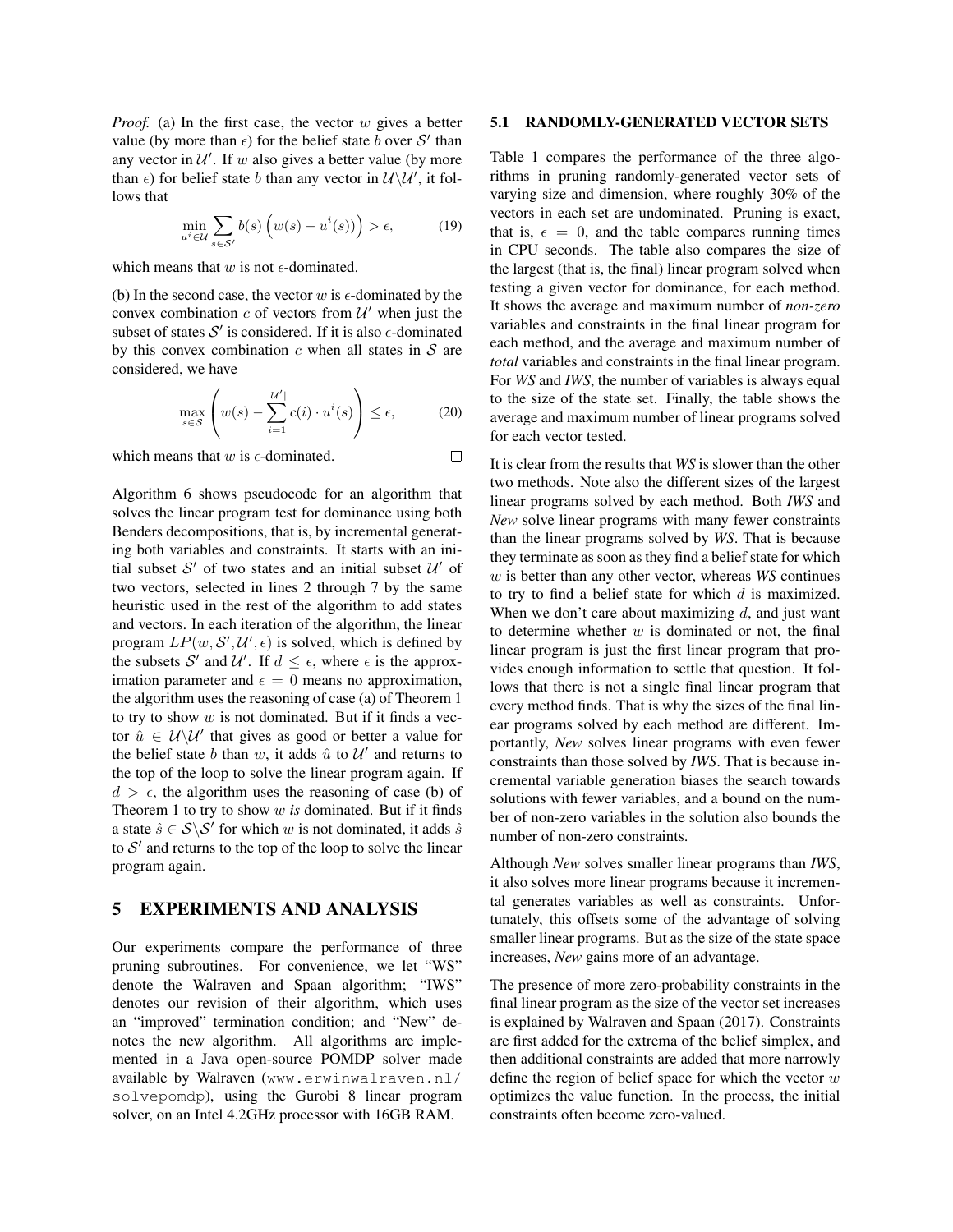*Proof.* (a) In the first case, the vector $w$ gives a better value (by more than $\epsilon$) for the belief state $b$ over $\mathcal{S}'$ than any vector in $\mathcal{U}'$. If $w$ also gives a better value (by more than $\epsilon$) for belief state $b$ than any vector in $\mathcal{U} \backslash \mathcal{U}'$, it follows that

$$\min_{u^i \in \mathcal{U}} \sum_{s \in \mathcal{S}'} b(s) \left( w(s) - u^i(s) \right) > \epsilon, \tag{19}$$

which means that $w$ is not $\epsilon$-dominated.

(b) In the second case, the vector $w$ is $\epsilon$-dominated by the convex combination $c$ of vectors from $\mathcal{U}'$ when just the subset of states $\mathcal{S}'$ is considered. If it is also $\epsilon$-dominated by this convex combination $c$ when all states in $\mathcal{S}$ are considered, we have

$$\max_{s \in \mathcal{S}} \left( w(s) - \sum_{i=1}^{|\mathcal{U}'|} c(i) \cdot u^i(s) \right) \leq \epsilon, \tag{20}$$

which means that $w$ is $\epsilon$-dominated. □

Algorithm 6 shows pseudocode for an algorithm that solves the linear program test for dominance using both Benders decompositions, that is, by incremental generating both variables and constraints. It starts with an initial subset $\mathcal{S}'$ of two states and an initial subset $\mathcal{U}'$ of two vectors, selected in lines 2 through 7 by the same heuristic used in the rest of the algorithm to add states and vectors. In each iteration of the algorithm, the linear program $LP(w, \mathcal{S}', \mathcal{U}', \epsilon)$ is solved, which is defined by the subsets $\mathcal{S}'$ and $\mathcal{U}'$. If $d \leq \epsilon$, where $\epsilon$ is the approximation parameter and $\epsilon = 0$ means no approximation, the algorithm uses the reasoning of case (a) of Theorem 1 to try to show $w$ is not dominated. But if it finds a vector $\hat{u} \in \mathcal{U} \backslash \mathcal{U}'$ that gives as good or better a value for the belief state $b$ than $w$, it adds $\hat{u}$ to $\mathcal{U}'$ and returns to the top of the loop to solve the linear program again. If $d > \epsilon$, the algorithm uses the reasoning of case (b) of Theorem 1 to try to show $w$ *is* dominated. But if it finds a state $\hat{s} \in \mathcal{S} \backslash \mathcal{S}'$ for which $w$ is not dominated, it adds $\hat{s}$ to $\mathcal{S}'$ and returns to the top of the loop to solve the linear program again.

# 5 EXPERIMENTS AND ANALYSIS

Our experiments compare the performance of three pruning subroutines. For convenience, we let "WS" denote the Walraven and Spaan algorithm; "IWS" denotes our revision of their algorithm, which uses an "improved" termination condition; and "New" denotes the new algorithm. All algorithms are implemented in a Java open-source POMDP solver made available by Walraven (www.erwinwalraven.nl/solvepomdp), using the Gurobi 8 linear program solver, on an Intel 4.2GHz processor with 16GB RAM.

## 5.1 RANDOMLY-GENERATED VECTOR SETS

Table 1 compares the performance of the three algorithms in pruning randomly-generated vector sets of varying size and dimension, where roughly 30% of the vectors in each set are undominated. Pruning is exact, that is, $\epsilon = 0$, and the table compares running times in CPU seconds. The table also compares the size of the largest (that is, the final) linear program solved when testing a given vector for dominance, for each method. It shows the average and maximum number of *non-zero* variables and constraints in the final linear program for each method, and the average and maximum number of *total* variables and constraints in the final linear program. For *WS* and *IWS*, the number of variables is always equal to the size of the state set. Finally, the table shows the average and maximum number of linear programs solved for each vector tested.

It is clear from the results that *WS* is slower than the other two methods. Note also the different sizes of the largest linear programs solved by each method. Both *IWS* and *New* solve linear programs with many fewer constraints than the linear programs solved by *WS*. That is because they terminate as soon as they find a belief state for which $w$ is better than any other vector, whereas *WS* continues to try to find a belief state for which $d$ is maximized. When we don't care about maximizing $d$, and just want to determine whether $w$ is dominated or not, the final linear program is just the first linear program that provides enough information to settle that question. It follows that there is not a single final linear program that every method finds. That is why the sizes of the final linear programs solved by each method are different. Importantly, *New* solves linear programs with even fewer constraints than those solved by *IWS*. That is because incremental variable generation biases the search towards solutions with fewer variables, and a bound on the number of non-zero variables in the solution also bounds the number of non-zero constraints.

Although *New* solves smaller linear programs than *IWS*, it also solves more linear programs because it incremental generates variables as well as constraints. Unfortunately, this offsets some of the advantage of solving smaller linear programs. But as the size of the state space increases, *New* gains more of an advantage.

The presence of more zero-probability constraints in the final linear program as the size of the vector set increases is explained by Walraven and Spaan (2017). Constraints are first added for the extrema of the belief simplex, and then additional constraints are added that more narrowly define the region of belief space for which the vector $w$ optimizes the value function. In the process, the initial constraints often become zero-valued.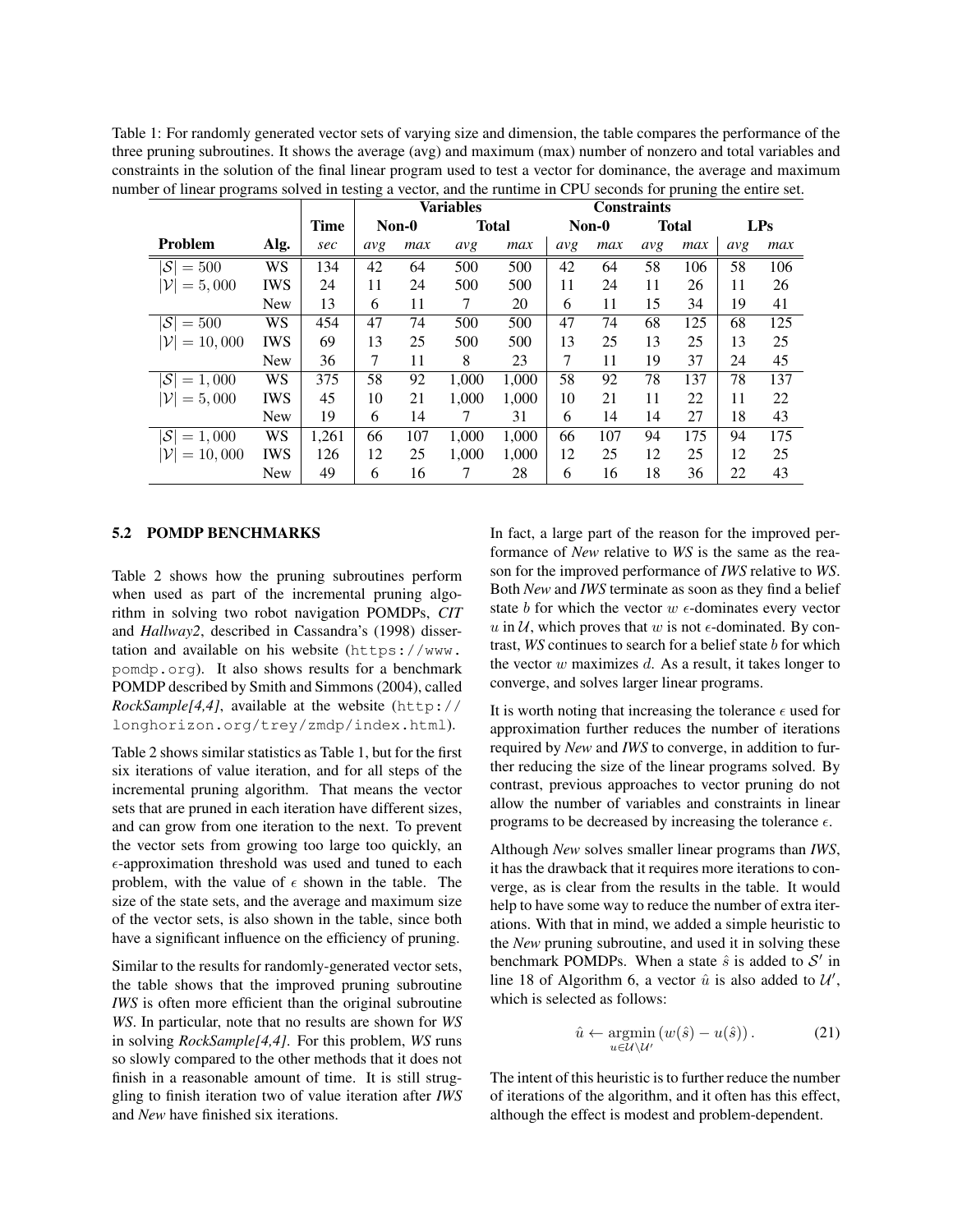Table 1: For randomly generated vector sets of varying size and dimension, the table compares the performance of the three pruning subroutines. It shows the average (avg) and maximum (max) number of nonzero and total variables and constraints in the solution of the final linear program used to test a vector for dominance, the average and maximum number of linear programs solved in testing a vector, and the runtime in CPU seconds for pruning the entire set.

| | | | Variables | | | | Constraints | | | | | |
|---|---|---|---|---|---|---|---|---|---|---|---|---|
| | | **Time** | **Non-0** | | **Total** | | **Non-0** | | **Total** | | **LPs** | |
| **Problem** | **Alg.** | *sec* | *avg* | *max* | *avg* | *max* | *avg* | *max* | *avg* | *max* | *avg* | *max* |
| $\lvert\mathcal{S}\rvert = 500$ | WS | 134 | 42 | 64 | 500 | 500 | 42 | 64 | 58 | 106 | 58 | 106 |
| $\lvert\mathcal{V}\rvert = 5,000$ | IWS | 24 | 11 | 24 | 500 | 500 | 11 | 24 | 11 | 26 | 11 | 26 |
| | New | 13 | 6 | 11 | 7 | 20 | 6 | 11 | 15 | 34 | 19 | 41 |
| $\lvert\mathcal{S}\rvert = 500$ | WS | 454 | 47 | 74 | 500 | 500 | 47 | 74 | 68 | 125 | 68 | 125 |
| $\lvert\mathcal{V}\rvert = 10,000$ | IWS | 69 | 13 | 25 | 500 | 500 | 13 | 25 | 13 | 25 | 13 | 25 |
| | New | 36 | 7 | 11 | 8 | 23 | 7 | 11 | 19 | 37 | 24 | 45 |
| $\lvert\mathcal{S}\rvert = 1,000$ | WS | 375 | 58 | 92 | 1,000 | 1,000 | 58 | 92 | 78 | 137 | 78 | 137 |
| $\lvert\mathcal{V}\rvert = 5,000$ | IWS | 45 | 10 | 21 | 1,000 | 1,000 | 10 | 21 | 11 | 22 | 11 | 22 |
| | New | 19 | 6 | 14 | 7 | 31 | 6 | 14 | 14 | 27 | 18 | 43 |
| $\lvert\mathcal{S}\rvert = 1,000$ | WS | 1,261 | 66 | 107 | 1,000 | 1,000 | 66 | 107 | 94 | 175 | 94 | 175 |
| $\lvert\mathcal{V}\rvert = 10,000$ | IWS | 126 | 12 | 25 | 1,000 | 1,000 | 12 | 25 | 12 | 25 | 12 | 25 |
| | New | 49 | 6 | 16 | 7 | 28 | 6 | 16 | 18 | 36 | 22 | 43 |

### 5.2 POMDP BENCHMARKS

Table 2 shows how the pruning subroutines perform when used as part of the incremental pruning algorithm in solving two robot navigation POMDPs, *CIT* and *Hallway2*, described in Cassandra's (1998) dissertation and available on his website (https://www.pomdp.org). It also shows results for a benchmark POMDP described by Smith and Simmons (2004), called *RockSample[4,4]*, available at the website (http://longhorizon.org/trey/zmdp/index.html).

Table 2 shows similar statistics as Table 1, but for the first six iterations of value iteration, and for all steps of the incremental pruning algorithm. That means the vector sets that are pruned in each iteration have different sizes, and can grow from one iteration to the next. To prevent the vector sets from growing too large too quickly, an $\epsilon$-approximation threshold was used and tuned to each problem, with the value of $\epsilon$ shown in the table. The size of the state sets, and the average and maximum size of the vector sets, is also shown in the table, since both have a significant influence on the efficiency of pruning.

Similar to the results for randomly-generated vector sets, the table shows that the improved pruning subroutine *IWS* is often more efficient than the original subroutine *WS*. In particular, note that no results are shown for *WS* in solving *RockSample[4,4]*. For this problem, *WS* runs so slowly compared to the other methods that it does not finish in a reasonable amount of time. It is still struggling to finish iteration two of value iteration after *IWS* and *New* have finished six iterations.

In fact, a large part of the reason for the improved performance of *New* relative to *WS* is the same as the reason for the improved performance of *IWS* relative to *WS*. Both *New* and *IWS* terminate as soon as they find a belief state $b$ for which the vector $w$ $\epsilon$-dominates every vector $u$ in $\mathcal{U}$, which proves that $w$ is not $\epsilon$-dominated. By contrast, *WS* continues to search for a belief state $b$ for which the vector $w$ maximizes $d$. As a result, it takes longer to converge, and solves larger linear programs.

It is worth noting that increasing the tolerance $\epsilon$ used for approximation further reduces the number of iterations required by *New* and *IWS* to converge, in addition to further reducing the size of the linear programs solved. By contrast, previous approaches to vector pruning do not allow the number of variables and constraints in linear programs to be decreased by increasing the tolerance $\epsilon$.

Although *New* solves smaller linear programs than *IWS*, it has the drawback that it requires more iterations to converge, as is clear from the results in the table. It would help to have some way to reduce the number of extra iterations. With that in mind, we added a simple heuristic to the *New* pruning subroutine, and used it in solving these benchmark POMDPs. When a state $\hat{s}$ is added to $\mathcal{S}'$ in line 18 of Algorithm 6, a vector $\hat{u}$ is also added to $\mathcal{U}'$, which is selected as follows:

$$\hat{u} \leftarrow \operatorname*{argmin}_{u \in \mathcal{U} \setminus \mathcal{U}'} \left( w(\hat{s}) - u(\hat{s}) \right). \tag{21}$$

The intent of this heuristic is to further reduce the number of iterations of the algorithm, and it often has this effect, although the effect is modest and problem-dependent.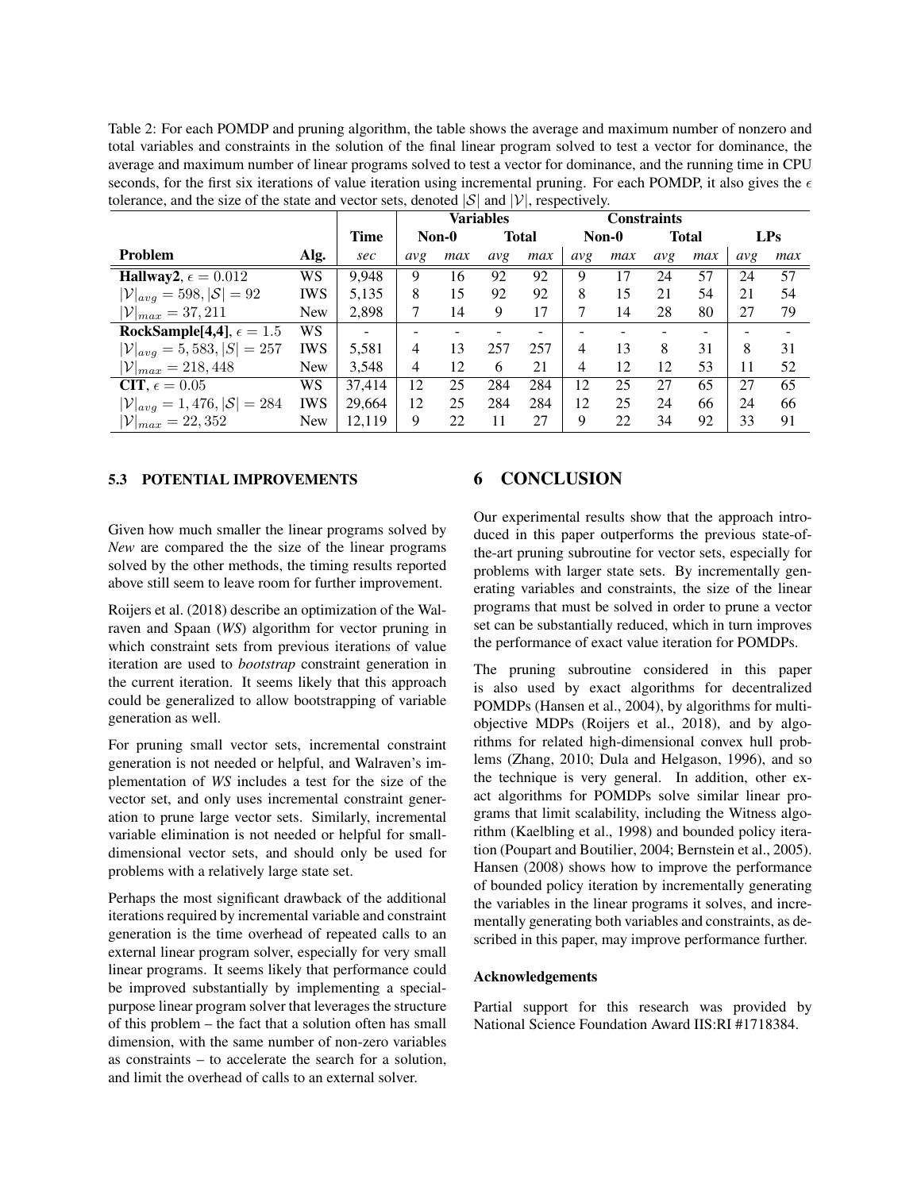Table 2: For each POMDP and pruning algorithm, the table shows the average and maximum number of nonzero and total variables and constraints in the solution of the final linear program solved to test a vector for dominance, the average and maximum number of linear programs solved to test a vector for dominance, and the running time in CPU seconds, for the first six iterations of value iteration using incremental pruning. For each POMDP, it also gives the $\epsilon$ tolerance, and the size of the state and vector sets, denoted $|\mathcal{S}|$ and $|\mathcal{V}|$, respectively.

| | | | Variables | | | | Constraints | | | | | |
|---|---|---|---|---|---|---|---|---|---|---|---|---|
| | | **Time** | **Non-0** | | **Total** | | **Non-0** | | **Total** | | **LPs** | |
| **Problem** | **Alg.** | *sec* | *avg* | *max* | *avg* | *max* | *avg* | *max* | *avg* | *max* | *avg* | *max* |
| **Hallway2**, $\epsilon = 0.012$ | WS | 9,948 | 9 | 16 | 92 | 92 | 9 | 17 | 24 | 57 | 24 | 57 |
| $\lvert\mathcal{V}\rvert_{avg} = 598, \lvert\mathcal{S}\rvert = 92$ | IWS | 5,135 | 8 | 15 | 92 | 92 | 8 | 15 | 21 | 54 | 21 | 54 |
| $\lvert\mathcal{V}\rvert_{max} = 37,211$ | New | 2,898 | 7 | 14 | 9 | 17 | 7 | 14 | 28 | 80 | 27 | 79 |
| **RockSample[4,4]**, $\epsilon = 1.5$ | WS | - | - | - | - | - | - | - | - | - | - | - |
| $\lvert\mathcal{V}\rvert_{avg} = 5,583, \lvert\mathcal{S}\rvert = 257$ | IWS | 5,581 | 4 | 13 | 257 | 257 | 4 | 13 | 8 | 31 | 8 | 31 |
| $\lvert\mathcal{V}\rvert_{max} = 218,448$ | New | 3,548 | 4 | 12 | 6 | 21 | 4 | 12 | 12 | 53 | 11 | 52 |
| **CIT**, $\epsilon = 0.05$ | WS | 37,414 | 12 | 25 | 284 | 284 | 12 | 25 | 27 | 65 | 27 | 65 |
| $\lvert\mathcal{V}\rvert_{avg} = 1,476, \lvert\mathcal{S}\rvert = 284$ | IWS | 29,664 | 12 | 25 | 284 | 284 | 12 | 25 | 24 | 66 | 24 | 66 |
| $\lvert\mathcal{V}\rvert_{max} = 22,352$ | New | 12,119 | 9 | 22 | 11 | 27 | 9 | 22 | 34 | 92 | 33 | 91 |

### 5.3 POTENTIAL IMPROVEMENTS

Given how much smaller the linear programs solved by *New* are compared the the size of the linear programs solved by the other methods, the timing results reported above still seem to leave room for further improvement.

Roijers et al. (2018) describe an optimization of the Walraven and Spaan (*WS*) algorithm for vector pruning in which constraint sets from previous iterations of value iteration are used to *bootstrap* constraint generation in the current iteration. It seems likely that this approach could be generalized to allow bootstrapping of variable generation as well.

For pruning small vector sets, incremental constraint generation is not needed or helpful, and Walraven's implementation of *WS* includes a test for the size of the vector set, and only uses incremental constraint generation to prune large vector sets. Similarly, incremental variable elimination is not needed or helpful for small-dimensional vector sets, and should only be used for problems with a relatively large state set.

Perhaps the most significant drawback of the additional iterations required by incremental variable and constraint generation is the time overhead of repeated calls to an external linear program solver, especially for very small linear programs. It seems likely that performance could be improved substantially by implementing a special-purpose linear program solver that leverages the structure of this problem – the fact that a solution often has small dimension, with the same number of non-zero variables as constraints – to accelerate the search for a solution, and limit the overhead of calls to an external solver.

## 6 CONCLUSION

Our experimental results show that the approach introduced in this paper outperforms the previous state-of-the-art pruning subroutine for vector sets, especially for problems with larger state sets. By incrementally generating the variables and constraints, the size of the linear programs that must be solved in order to prune a vector set can be substantially reduced, which in turn improves the performance of exact value iteration for POMDPs.

The pruning subroutine considered in this paper is also used by exact algorithms for decentralized POMDPs (Hansen et al., 2004), by algorithms for multi-objective MDPs (Roijers et al., 2018), and by algorithms for related high-dimensional convex hull problems (Zhang, 2010; Dula and Helgason, 1996), and so the technique is very general. In addition, other exact algorithms for POMDPs solve similar linear programs that limit scalability, including the Witness algorithm (Kaelbling et al., 1998) and bounded policy iteration (Poupart and Boutilier, 2004; Bernstein et al., 2005). Hansen (2008) shows how to improve the performance of bounded policy iteration by incrementally generating the variables in the linear programs it solves, and incrementally generating both variables and constraints, as described in this paper, may improve performance further.

#### Acknowledgements

Partial support for this research was provided by National Science Foundation Award IIS:RI #1718384.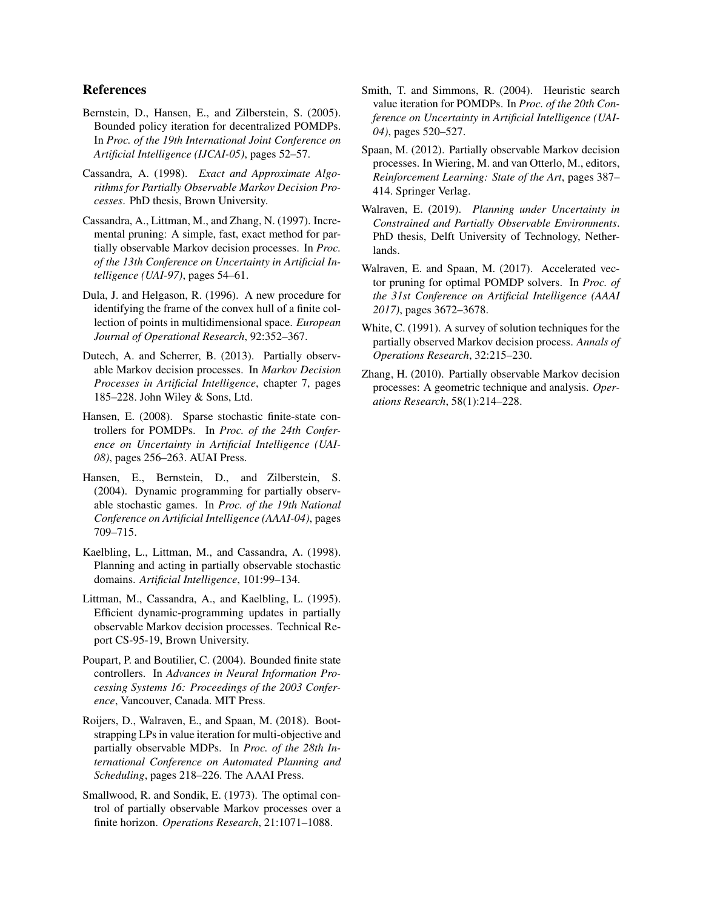## References

Bernstein, D., Hansen, E., and Zilberstein, S. (2005). Bounded policy iteration for decentralized POMDPs. In *Proc. of the 19th International Joint Conference on Artificial Intelligence (IJCAI-05)*, pages 52–57.

Cassandra, A. (1998). *Exact and Approximate Algorithms for Partially Observable Markov Decision Processes*. PhD thesis, Brown University.

Cassandra, A., Littman, M., and Zhang, N. (1997). Incremental pruning: A simple, fast, exact method for partially observable Markov decision processes. In *Proc. of the 13th Conference on Uncertainty in Artificial Intelligence (UAI-97)*, pages 54–61.

Dula, J. and Helgason, R. (1996). A new procedure for identifying the frame of the convex hull of a finite collection of points in multidimensional space. *European Journal of Operational Research*, 92:352–367.

Dutech, A. and Scherrer, B. (2013). Partially observable Markov decision processes. In *Markov Decision Processes in Artificial Intelligence*, chapter 7, pages 185–228. John Wiley & Sons, Ltd.

Hansen, E. (2008). Sparse stochastic finite-state controllers for POMDPs. In *Proc. of the 24th Conference on Uncertainty in Artificial Intelligence (UAI-08)*, pages 256–263. AUAI Press.

Hansen, E., Bernstein, D., and Zilberstein, S. (2004). Dynamic programming for partially observable stochastic games. In *Proc. of the 19th National Conference on Artificial Intelligence (AAAI-04)*, pages 709–715.

Kaelbling, L., Littman, M., and Cassandra, A. (1998). Planning and acting in partially observable stochastic domains. *Artificial Intelligence*, 101:99–134.

Littman, M., Cassandra, A., and Kaelbling, L. (1995). Efficient dynamic-programming updates in partially observable Markov decision processes. Technical Report CS-95-19, Brown University.

Poupart, P. and Boutilier, C. (2004). Bounded finite state controllers. In *Advances in Neural Information Processing Systems 16: Proceedings of the 2003 Conference*, Vancouver, Canada. MIT Press.

Roijers, D., Walraven, E., and Spaan, M. (2018). Bootstrapping LPs in value iteration for multi-objective and partially observable MDPs. In *Proc. of the 28th International Conference on Automated Planning and Scheduling*, pages 218–226. The AAAI Press.

Smallwood, R. and Sondik, E. (1973). The optimal control of partially observable Markov processes over a finite horizon. *Operations Research*, 21:1071–1088.

Smith, T. and Simmons, R. (2004). Heuristic search value iteration for POMDPs. In *Proc. of the 20th Conference on Uncertainty in Artificial Intelligence (UAI-04)*, pages 520–527.

Spaan, M. (2012). Partially observable Markov decision processes. In Wiering, M. and van Otterlo, M., editors, *Reinforcement Learning: State of the Art*, pages 387–414. Springer Verlag.

Walraven, E. (2019). *Planning under Uncertainty in Constrained and Partially Observable Environments*. PhD thesis, Delft University of Technology, Netherlands.

Walraven, E. and Spaan, M. (2017). Accelerated vector pruning for optimal POMDP solvers. In *Proc. of the 31st Conference on Artificial Intelligence (AAAI 2017)*, pages 3672–3678.

White, C. (1991). A survey of solution techniques for the partially observed Markov decision process. *Annals of Operations Research*, 32:215–230.

Zhang, H. (2010). Partially observable Markov decision processes: A geometric technique and analysis. *Operations Research*, 58(1):214–228.